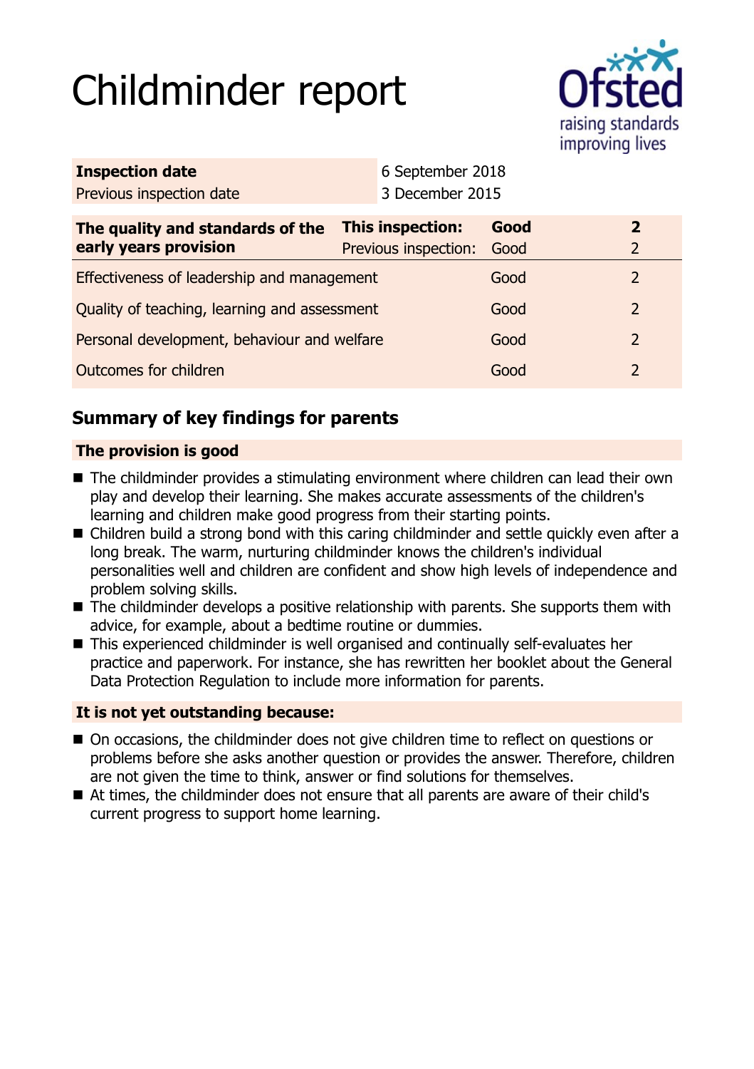# Childminder report

| | |
|---|---|
| **Inspection date** | 6 September 2018 |
| Previous inspection date | 3 December 2015 |

| The quality and standards of the early years provision | This inspection: / Previous inspection: | | |
|---|---|---|---|
| **The quality and standards of the early years provision** | **This inspection:** | **Good** | **2** |
| | Previous inspection: | Good | 2 |
| Effectiveness of leadership and management | | Good | 2 |
| Quality of teaching, learning and assessment | | Good | 2 |
| Personal development, behaviour and welfare | | Good | 2 |
| Outcomes for children | | Good | 2 |

## Summary of key findings for parents

### The provision is good

- The childminder provides a stimulating environment where children can lead their own play and develop their learning. She makes accurate assessments of the children's learning and children make good progress from their starting points.
- Children build a strong bond with this caring childminder and settle quickly even after a long break. The warm, nurturing childminder knows the children's individual personalities well and children are confident and show high levels of independence and problem solving skills.
- The childminder develops a positive relationship with parents. She supports them with advice, for example, about a bedtime routine or dummies.
- This experienced childminder is well organised and continually self-evaluates her practice and paperwork. For instance, she has rewritten her booklet about the General Data Protection Regulation to include more information for parents.

### It is not yet outstanding because:

- On occasions, the childminder does not give children time to reflect on questions or problems before she asks another question or provides the answer. Therefore, children are not given the time to think, answer or find solutions for themselves.
- At times, the childminder does not ensure that all parents are aware of their child's current progress to support home learning.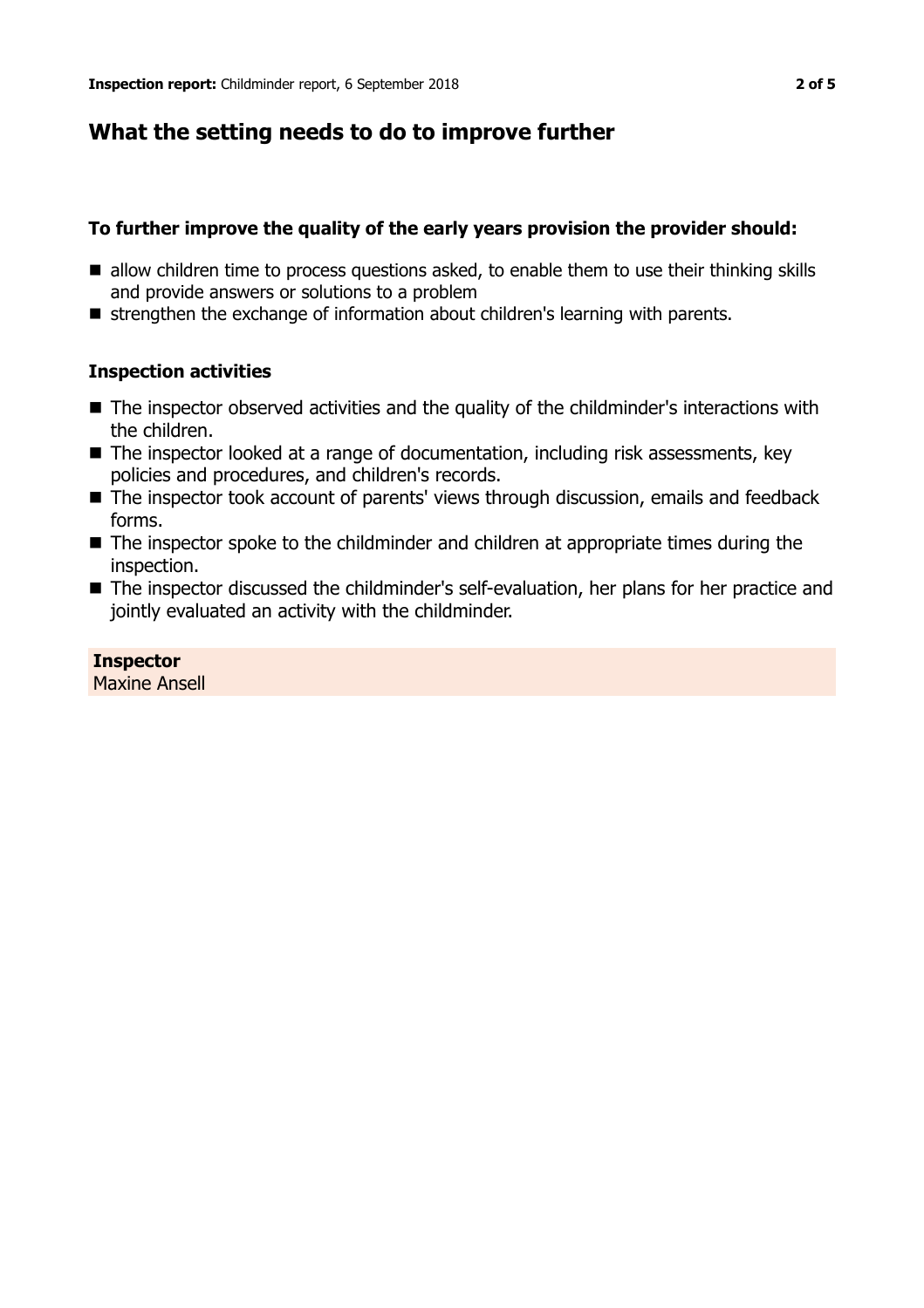## What the setting needs to do to improve further

### To further improve the quality of the early years provision the provider should:

- allow children time to process questions asked, to enable them to use their thinking skills and provide answers or solutions to a problem
- strengthen the exchange of information about children's learning with parents.

### Inspection activities

- The inspector observed activities and the quality of the childminder's interactions with the children.
- The inspector looked at a range of documentation, including risk assessments, key policies and procedures, and children's records.
- The inspector took account of parents' views through discussion, emails and feedback forms.
- The inspector spoke to the childminder and children at appropriate times during the inspection.
- The inspector discussed the childminder's self-evaluation, her plans for her practice and jointly evaluated an activity with the childminder.

**Inspector**
Maxine Ansell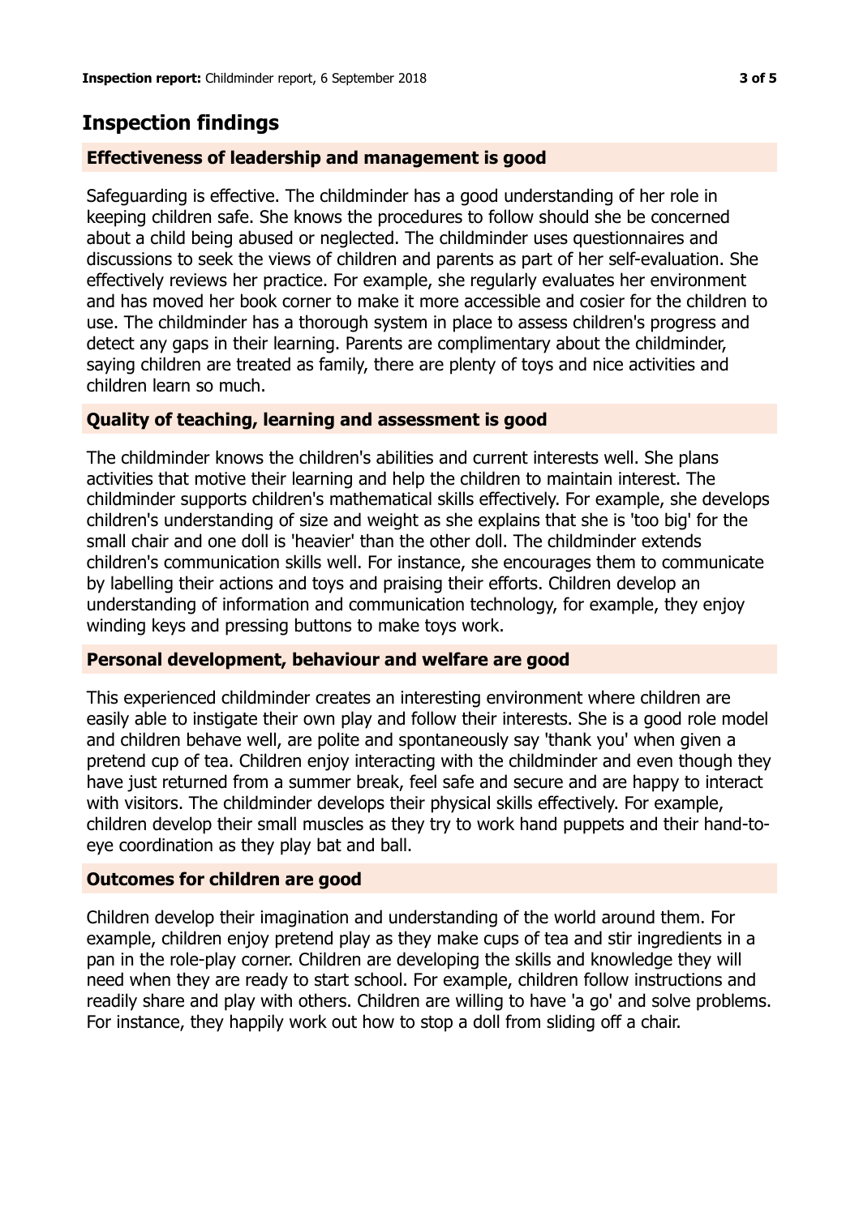## Inspection findings

### Effectiveness of leadership and management is good

Safeguarding is effective. The childminder has a good understanding of her role in keeping children safe. She knows the procedures to follow should she be concerned about a child being abused or neglected. The childminder uses questionnaires and discussions to seek the views of children and parents as part of her self-evaluation. She effectively reviews her practice. For example, she regularly evaluates her environment and has moved her book corner to make it more accessible and cosier for the children to use. The childminder has a thorough system in place to assess children's progress and detect any gaps in their learning. Parents are complimentary about the childminder, saying children are treated as family, there are plenty of toys and nice activities and children learn so much.

### Quality of teaching, learning and assessment is good

The childminder knows the children's abilities and current interests well. She plans activities that motive their learning and help the children to maintain interest. The childminder supports children's mathematical skills effectively. For example, she develops children's understanding of size and weight as she explains that she is 'too big' for the small chair and one doll is 'heavier' than the other doll. The childminder extends children's communication skills well. For instance, she encourages them to communicate by labelling their actions and toys and praising their efforts. Children develop an understanding of information and communication technology, for example, they enjoy winding keys and pressing buttons to make toys work.

### Personal development, behaviour and welfare are good

This experienced childminder creates an interesting environment where children are easily able to instigate their own play and follow their interests. She is a good role model and children behave well, are polite and spontaneously say 'thank you' when given a pretend cup of tea. Children enjoy interacting with the childminder and even though they have just returned from a summer break, feel safe and secure and are happy to interact with visitors. The childminder develops their physical skills effectively. For example, children develop their small muscles as they try to work hand puppets and their hand-to-eye coordination as they play bat and ball.

### Outcomes for children are good

Children develop their imagination and understanding of the world around them. For example, children enjoy pretend play as they make cups of tea and stir ingredients in a pan in the role-play corner. Children are developing the skills and knowledge they will need when they are ready to start school. For example, children follow instructions and readily share and play with others. Children are willing to have 'a go' and solve problems. For instance, they happily work out how to stop a doll from sliding off a chair.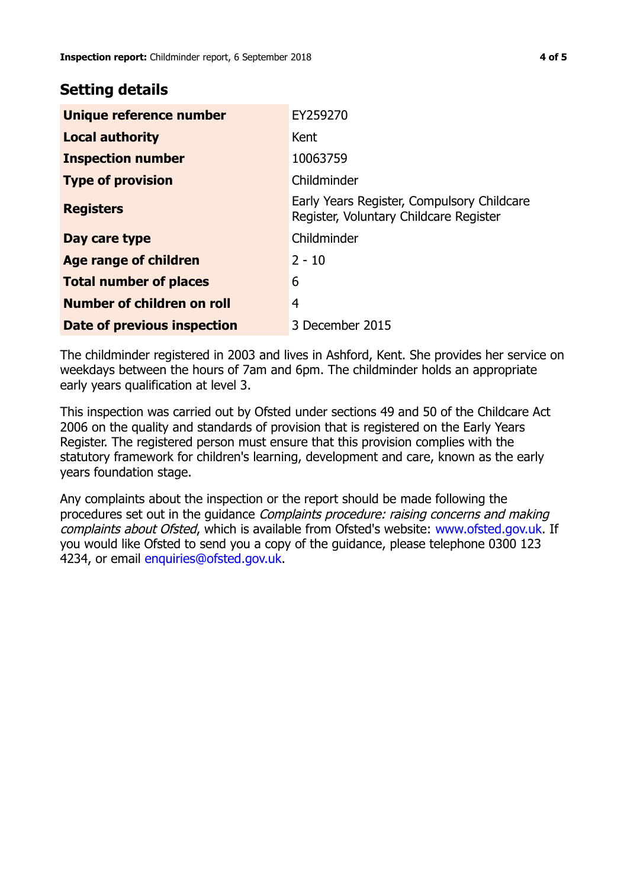## Setting details

| | |
|---|---|
| **Unique reference number** | EY259270 |
| **Local authority** | Kent |
| **Inspection number** | 10063759 |
| **Type of provision** | Childminder |
| **Registers** | Early Years Register, Compulsory Childcare Register, Voluntary Childcare Register |
| **Day care type** | Childminder |
| **Age range of children** | 2 - 10 |
| **Total number of places** | 6 |
| **Number of children on roll** | 4 |
| **Date of previous inspection** | 3 December 2015 |

The childminder registered in 2003 and lives in Ashford, Kent. She provides her service on weekdays between the hours of 7am and 6pm. The childminder holds an appropriate early years qualification at level 3.

This inspection was carried out by Ofsted under sections 49 and 50 of the Childcare Act 2006 on the quality and standards of provision that is registered on the Early Years Register. The registered person must ensure that this provision complies with the statutory framework for children's learning, development and care, known as the early years foundation stage.

Any complaints about the inspection or the report should be made following the procedures set out in the guidance *Complaints procedure: raising concerns and making complaints about Ofsted*, which is available from Ofsted's website: www.ofsted.gov.uk. If you would like Ofsted to send you a copy of the guidance, please telephone 0300 123 4234, or email enquiries@ofsted.gov.uk.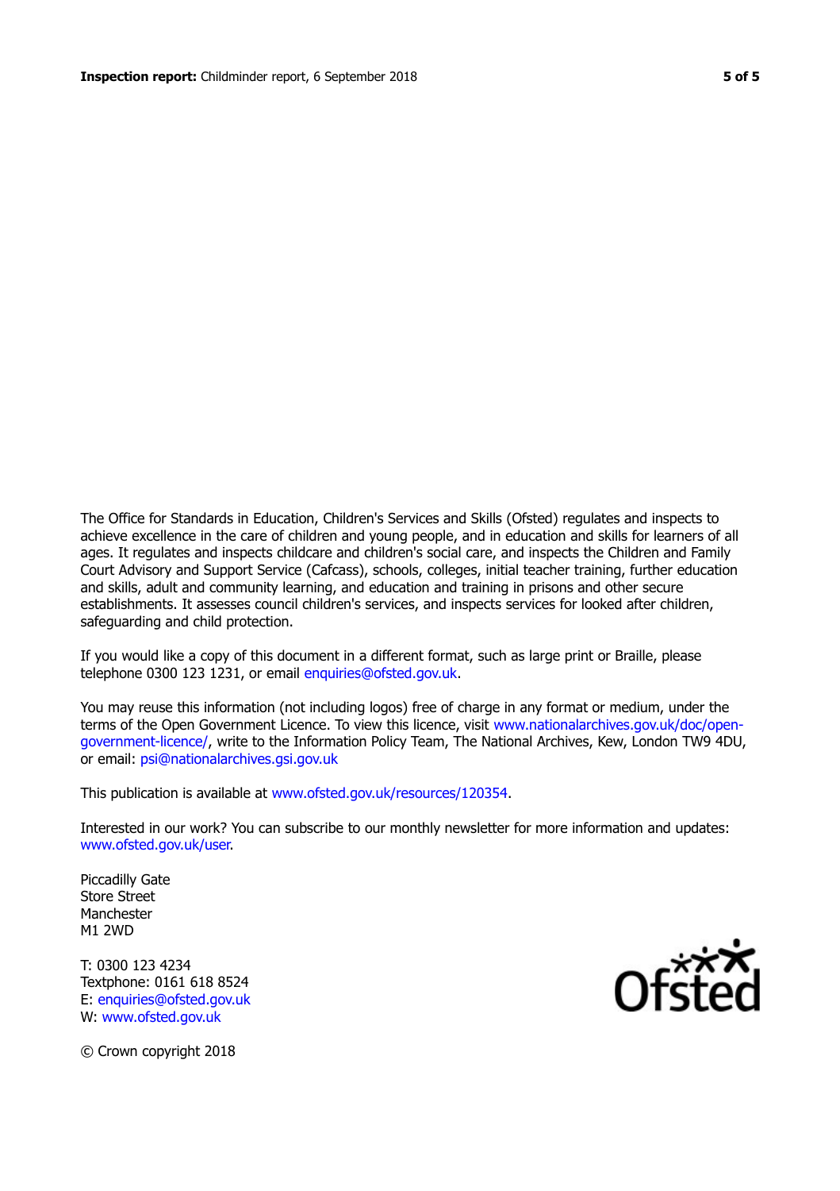The Office for Standards in Education, Children's Services and Skills (Ofsted) regulates and inspects to achieve excellence in the care of children and young people, and in education and skills for learners of all ages. It regulates and inspects childcare and children's social care, and inspects the Children and Family Court Advisory and Support Service (Cafcass), schools, colleges, initial teacher training, further education and skills, adult and community learning, and education and training in prisons and other secure establishments. It assesses council children's services, and inspects services for looked after children, safeguarding and child protection.

If you would like a copy of this document in a different format, such as large print or Braille, please telephone 0300 123 1231, or email enquiries@ofsted.gov.uk.

You may reuse this information (not including logos) free of charge in any format or medium, under the terms of the Open Government Licence. To view this licence, visit www.nationalarchives.gov.uk/doc/open-government-licence/, write to the Information Policy Team, The National Archives, Kew, London TW9 4DU, or email: psi@nationalarchives.gsi.gov.uk

This publication is available at www.ofsted.gov.uk/resources/120354.

Interested in our work? You can subscribe to our monthly newsletter for more information and updates: www.ofsted.gov.uk/user.

Piccadilly Gate
Store Street
Manchester
M1 2WD

T: 0300 123 4234
Textphone: 0161 618 8524
E: enquiries@ofsted.gov.uk
W: www.ofsted.gov.uk

© Crown copyright 2018